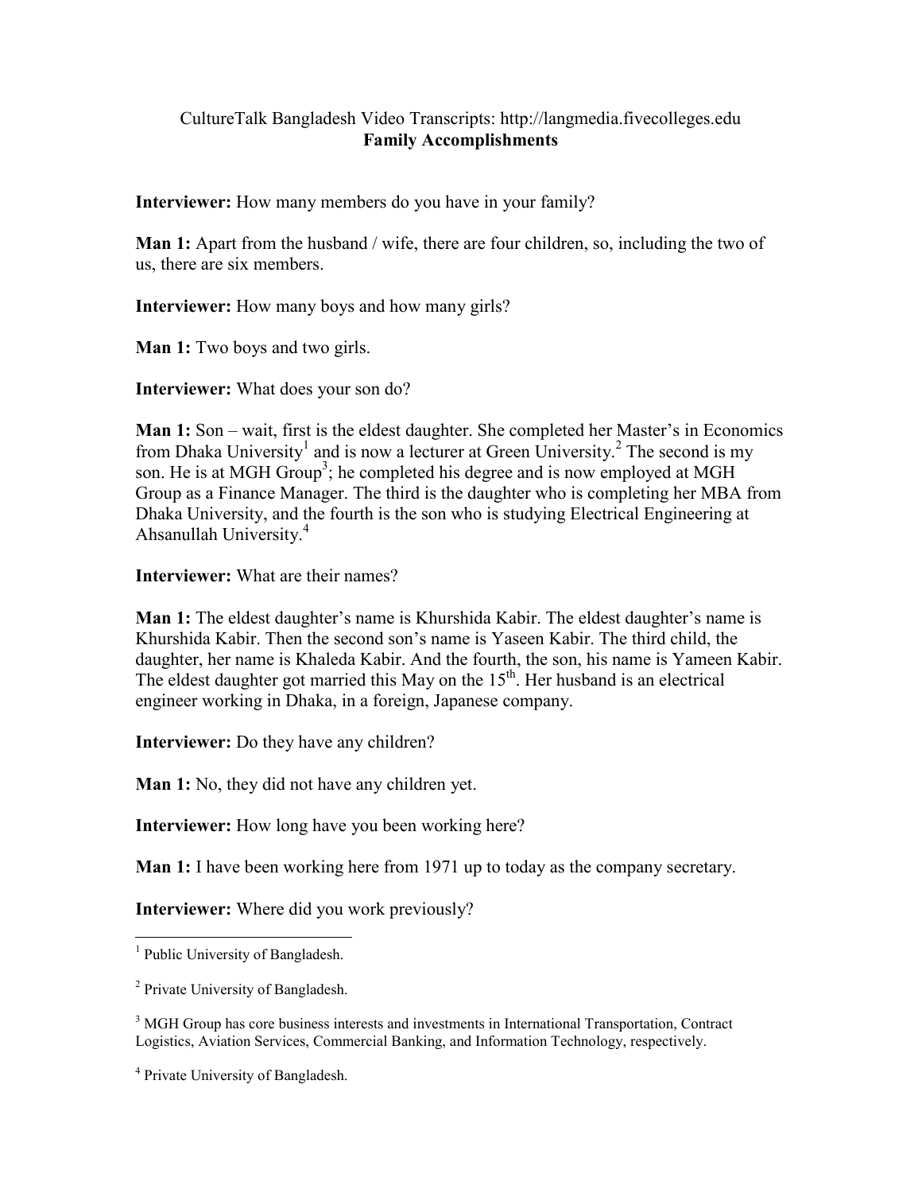CultureTalk Bangladesh Video Transcripts: http://langmedia.fivecolleges.edu
**Family Accomplishments**

**Interviewer:** How many members do you have in your family?

**Man 1:** Apart from the husband / wife, there are four children, so, including the two of us, there are six members.

**Interviewer:** How many boys and how many girls?

**Man 1:** Two boys and two girls.

**Interviewer:** What does your son do?

**Man 1:** Son – wait, first is the eldest daughter. She completed her Master's in Economics from Dhaka University[1] and is now a lecturer at Green University.[2] The second is my son. He is at MGH Group[3]; he completed his degree and is now employed at MGH Group as a Finance Manager. The third is the daughter who is completing her MBA from Dhaka University, and the fourth is the son who is studying Electrical Engineering at Ahsanullah University.[4]

**Interviewer:** What are their names?

**Man 1:** The eldest daughter's name is Khurshida Kabir. The eldest daughter's name is Khurshida Kabir. Then the second son's name is Yaseen Kabir. The third child, the daughter, her name is Khaleda Kabir. And the fourth, the son, his name is Yameen Kabir. The eldest daughter got married this May on the 15th. Her husband is an electrical engineer working in Dhaka, in a foreign, Japanese company.

**Interviewer:** Do they have any children?

**Man 1:** No, they did not have any children yet.

**Interviewer:** How long have you been working here?

**Man 1:** I have been working here from 1971 up to today as the company secretary.

**Interviewer:** Where did you work previously?

---

[1] Public University of Bangladesh.

[2] Private University of Bangladesh.

[3] MGH Group has core business interests and investments in International Transportation, Contract Logistics, Aviation Services, Commercial Banking, and Information Technology, respectively.

[4] Private University of Bangladesh.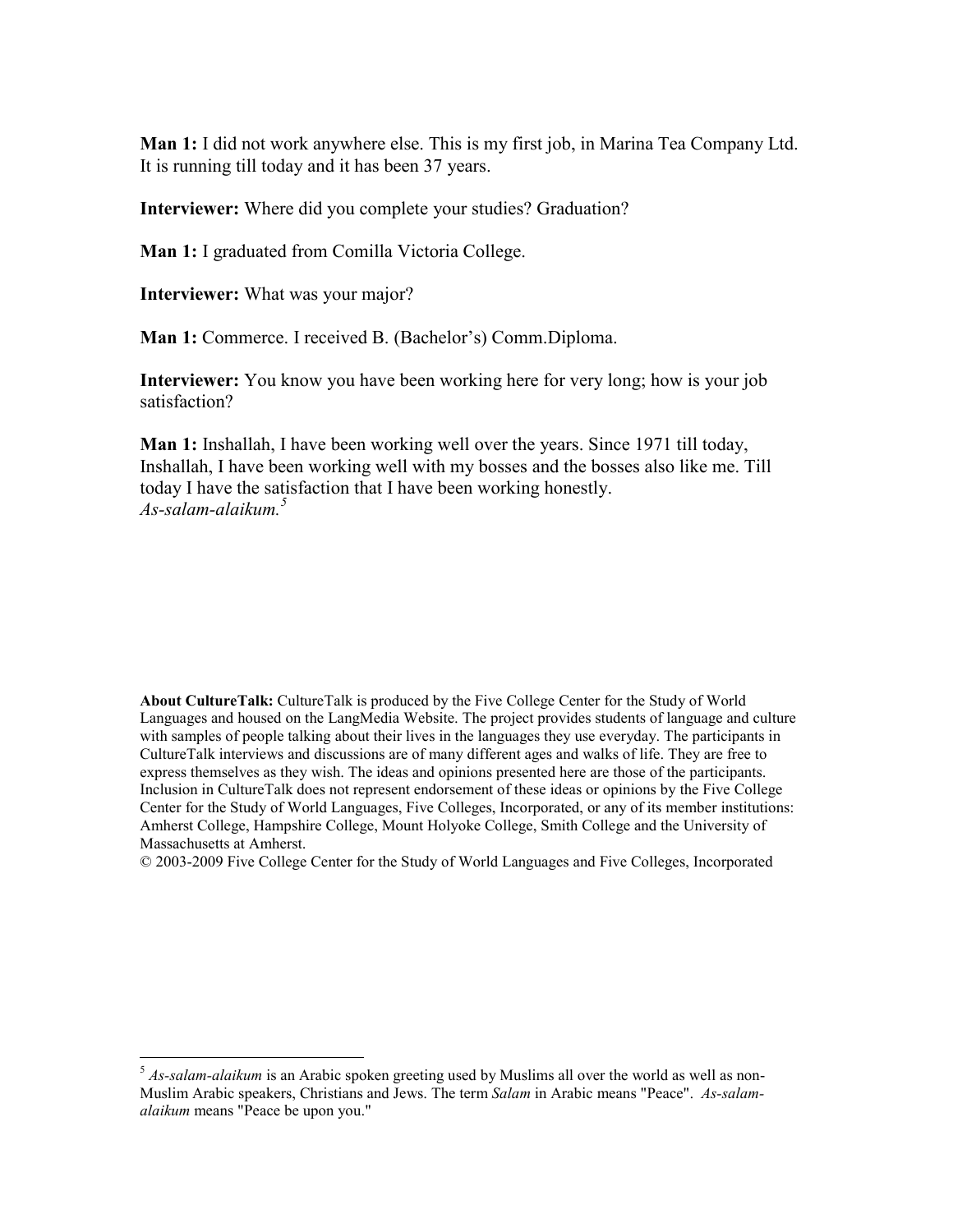**Man 1:** I did not work anywhere else. This is my first job, in Marina Tea Company Ltd. It is running till today and it has been 37 years.

**Interviewer:** Where did you complete your studies? Graduation?

**Man 1:** I graduated from Comilla Victoria College.

**Interviewer:** What was your major?

**Man 1:** Commerce. I received B. (Bachelor's) Comm.Diploma.

**Interviewer:** You know you have been working here for very long; how is your job satisfaction?

**Man 1:** Inshallah, I have been working well over the years. Since 1971 till today, Inshallah, I have been working well with my bosses and the bosses also like me. Till today I have the satisfaction that I have been working honestly.
*As-salam-alaikum.*[5]

**About CultureTalk:** CultureTalk is produced by the Five College Center for the Study of World Languages and housed on the LangMedia Website. The project provides students of language and culture with samples of people talking about their lives in the languages they use everyday. The participants in CultureTalk interviews and discussions are of many different ages and walks of life. They are free to express themselves as they wish. The ideas and opinions presented here are those of the participants. Inclusion in CultureTalk does not represent endorsement of these ideas or opinions by the Five College Center for the Study of World Languages, Five Colleges, Incorporated, or any of its member institutions: Amherst College, Hampshire College, Mount Holyoke College, Smith College and the University of Massachusetts at Amherst.
© 2003-2009 Five College Center for the Study of World Languages and Five Colleges, Incorporated

---

[5] *As-salam-alaikum* is an Arabic spoken greeting used by Muslims all over the world as well as non-Muslim Arabic speakers, Christians and Jews. The term *Salam* in Arabic means "Peace". *As-salam-alaikum* means "Peace be upon you."